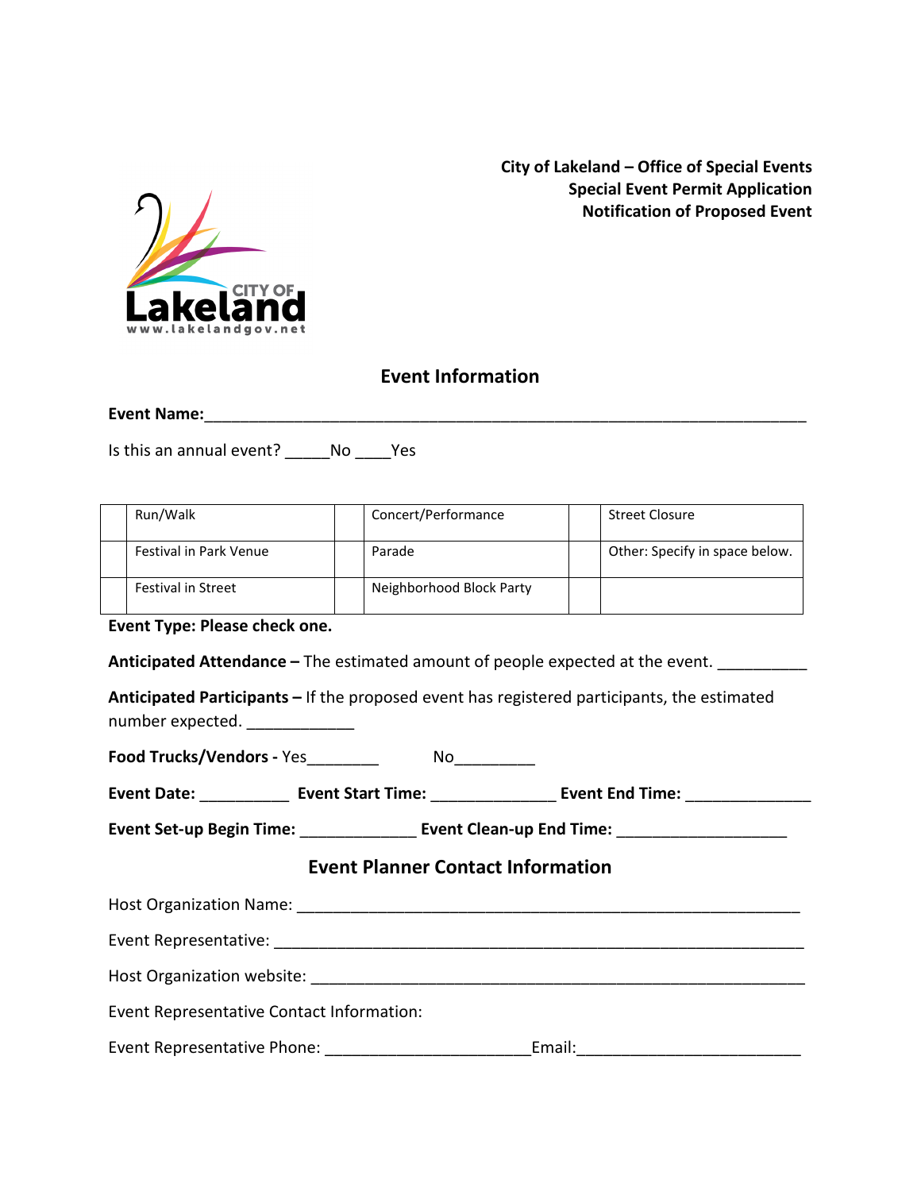**City of Lakeland – Office of Special Events**
**Special Event Permit Application**
**Notification of Proposed Event**

## Event Information

**Event Name:**_______________________________________________________________________

Is this an annual event? _____No ____Yes

| | Run/Walk | | Concert/Performance | | Street Closure |
|---|---|---|---|---|---|
| | Festival in Park Venue | | Parade | | Other: Specify in space below. |
| | Festival in Street | | Neighborhood Block Party | | |

**Event Type: Please check one.**

**Anticipated Attendance –** The estimated amount of people expected at the event. __________

**Anticipated Participants –** If the proposed event has registered participants, the estimated number expected. ____________

**Food Trucks/Vendors -** Yes________ No_________

**Event Date:** __________ **Event Start Time:** ______________ **Event End Time:** ______________

**Event Set-up Begin Time:** _____________ **Event Clean-up End Time:** ___________________

## Event Planner Contact Information

Host Organization Name: _________________________________________________________

Event Representative: ___________________________________________________________

Host Organization website: _______________________________________________________

Event Representative Contact Information:

Event Representative Phone: _______________________Email:_________________________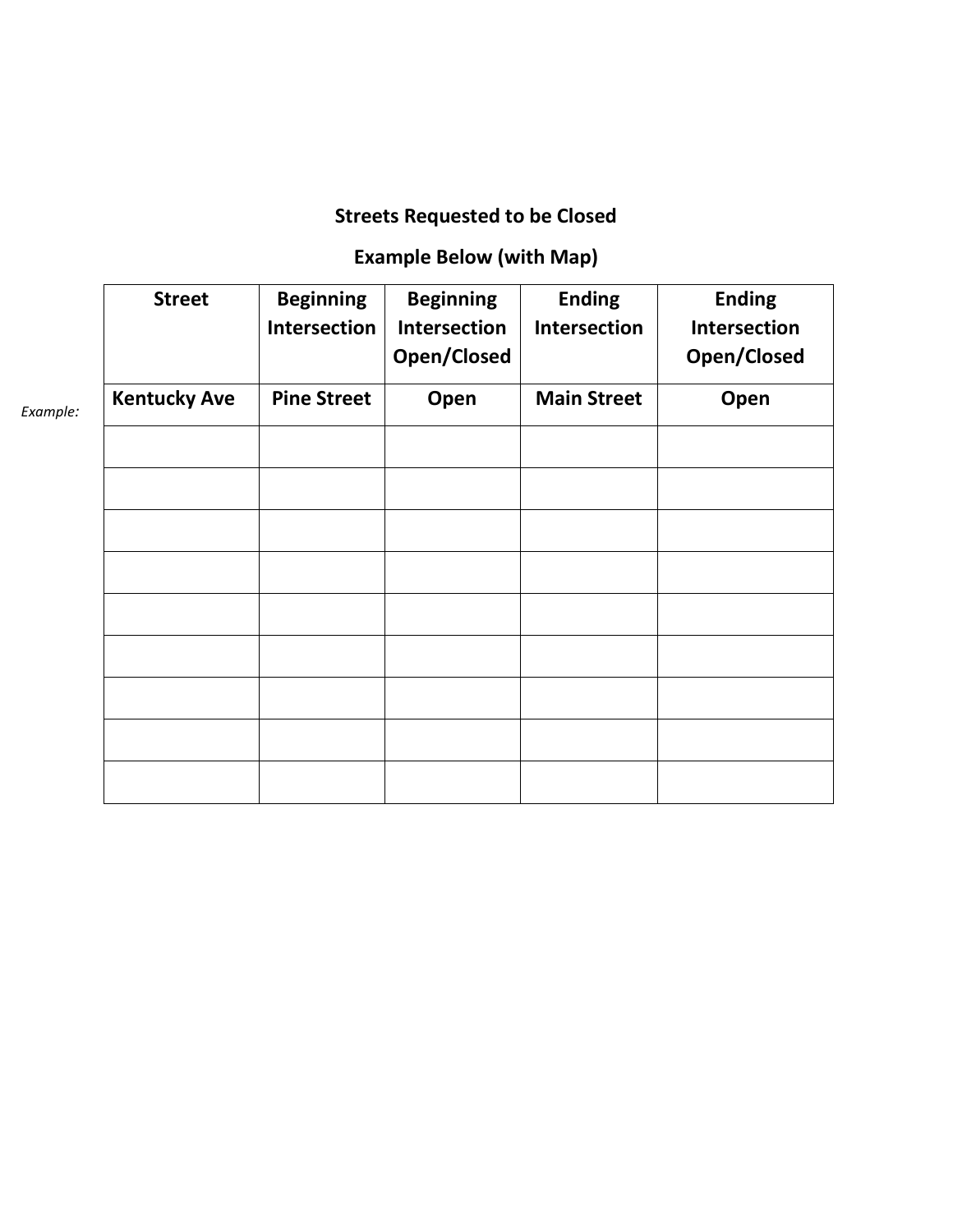## Streets Requested to be Closed

## Example Below (with Map)

| | Street | Beginning Intersection | Beginning Intersection Open/Closed | Ending Intersection | Ending Intersection Open/Closed |
|---|---|---|---|---|---|
| *Example:* | **Kentucky Ave** | **Pine Street** | **Open** | **Main Street** | **Open** |
| | | | | | |
| | | | | | |
| | | | | | |
| | | | | | |
| | | | | | |
| | | | | | |
| | | | | | |
| | | | | | |
| | | | | | |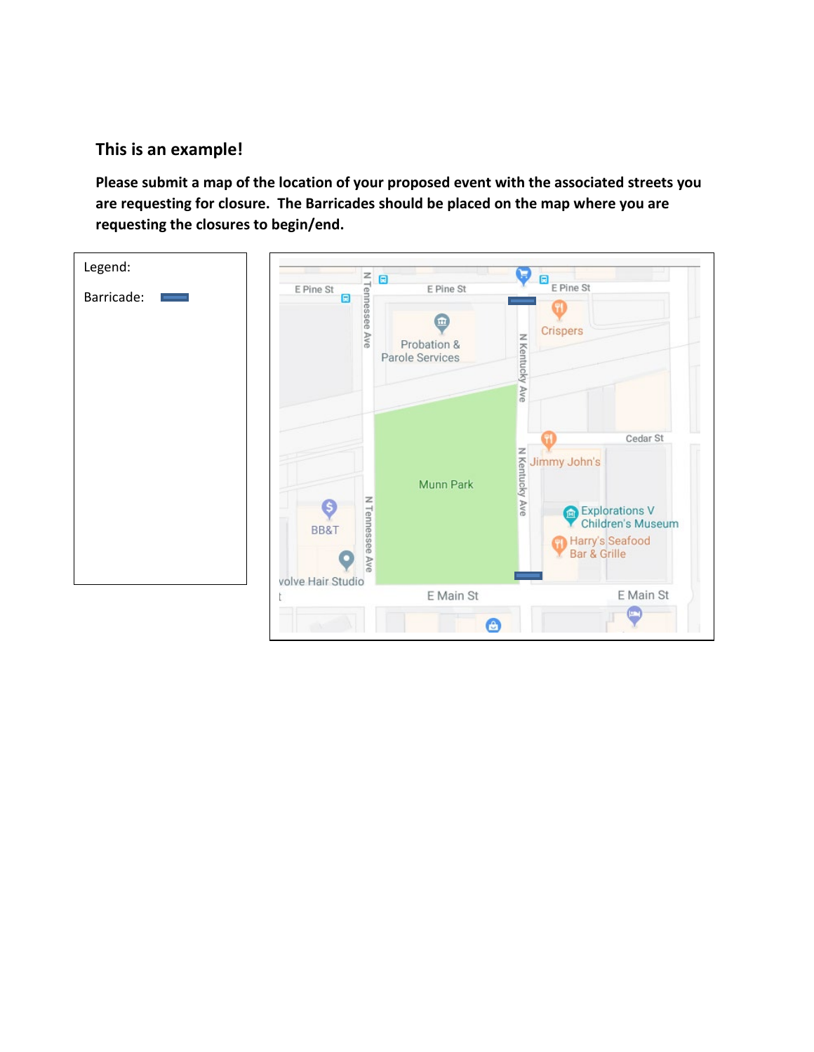**This is an example!**

**Please submit a map of the location of your proposed event with the associated streets you are requesting for closure. The Barricades should be placed on the map where you are requesting the closures to begin/end.**

Legend:

Barricade:

E Pine St
N Tennessee Ave
E Pine St
E Pine St
Crispers
Probation & Parole Services
N Kentucky Ave
Cedar St
Jimmy John's
Munn Park
N Kentucky Ave
Explorations V Children's Museum
BB&T
N Tennessee Ave
Harry's Seafood Bar & Grille
volve Hair Studio
E Main St
E Main St